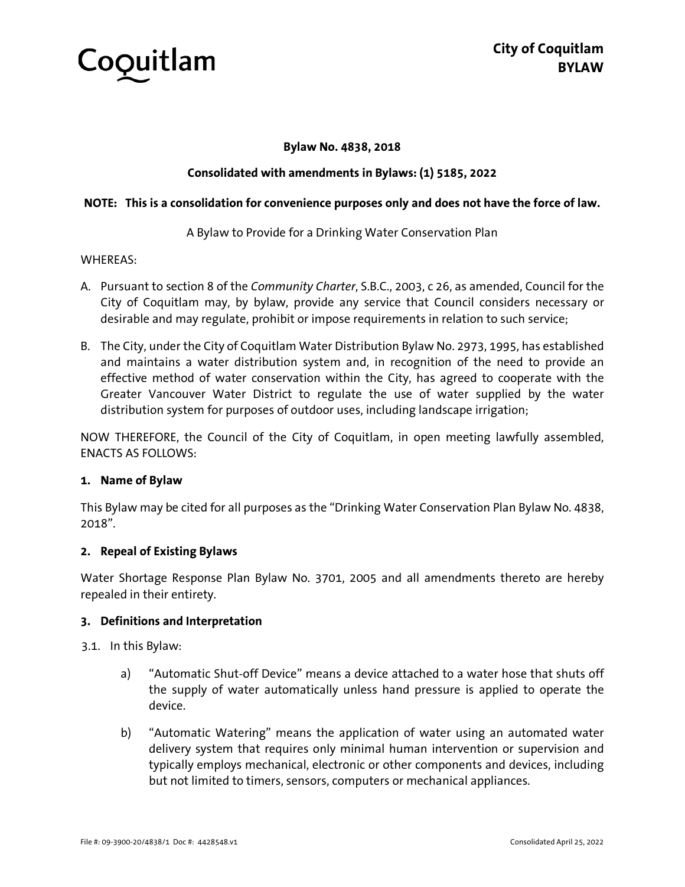Coquitlam

**City of Coquitlam**
**BYLAW**

**Bylaw No. 4838, 2018**

**Consolidated with amendments in Bylaws: (1) 5185, 2022**

**NOTE: This is a consolidation for convenience purposes only and does not have the force of law.**

A Bylaw to Provide for a Drinking Water Conservation Plan

WHEREAS:

A. Pursuant to section 8 of the *Community Charter*, S.B.C., 2003, c 26, as amended, Council for the City of Coquitlam may, by bylaw, provide any service that Council considers necessary or desirable and may regulate, prohibit or impose requirements in relation to such service;

B. The City, under the City of Coquitlam Water Distribution Bylaw No. 2973, 1995, has established and maintains a water distribution system and, in recognition of the need to provide an effective method of water conservation within the City, has agreed to cooperate with the Greater Vancouver Water District to regulate the use of water supplied by the water distribution system for purposes of outdoor uses, including landscape irrigation;

NOW THEREFORE, the Council of the City of Coquitlam, in open meeting lawfully assembled, ENACTS AS FOLLOWS:

**1. Name of Bylaw**

This Bylaw may be cited for all purposes as the "Drinking Water Conservation Plan Bylaw No. 4838, 2018".

**2. Repeal of Existing Bylaws**

Water Shortage Response Plan Bylaw No. 3701, 2005 and all amendments thereto are hereby repealed in their entirety.

**3. Definitions and Interpretation**

3.1. In this Bylaw:

a) "Automatic Shut-off Device" means a device attached to a water hose that shuts off the supply of water automatically unless hand pressure is applied to operate the device.

b) "Automatic Watering" means the application of water using an automated water delivery system that requires only minimal human intervention or supervision and typically employs mechanical, electronic or other components and devices, including but not limited to timers, sensors, computers or mechanical appliances.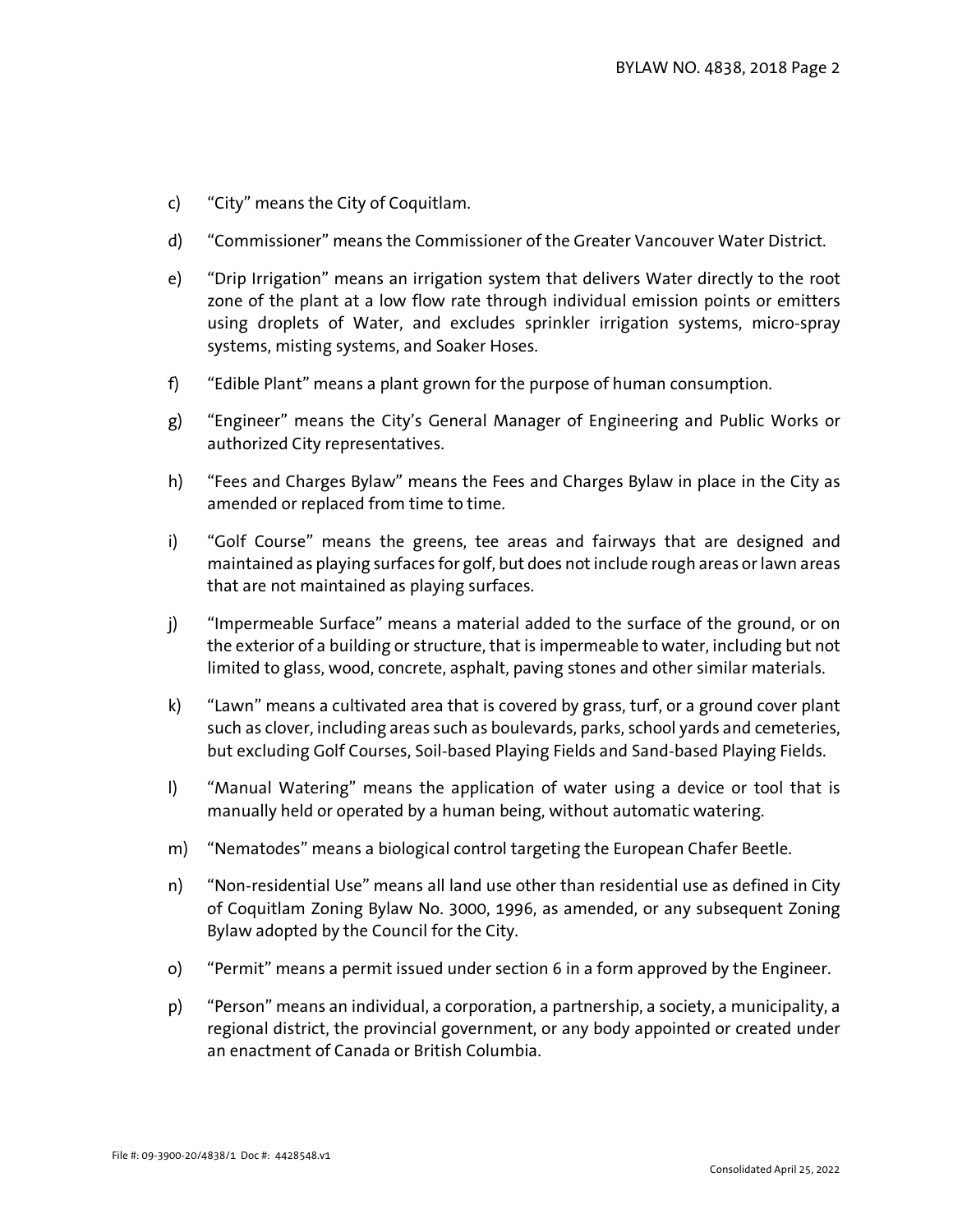c) “City” means the City of Coquitlam.

d) “Commissioner” means the Commissioner of the Greater Vancouver Water District.

e) “Drip Irrigation” means an irrigation system that delivers Water directly to the root zone of the plant at a low flow rate through individual emission points or emitters using droplets of Water, and excludes sprinkler irrigation systems, micro-spray systems, misting systems, and Soaker Hoses.

f) “Edible Plant” means a plant grown for the purpose of human consumption.

g) “Engineer” means the City’s General Manager of Engineering and Public Works or authorized City representatives.

h) “Fees and Charges Bylaw” means the Fees and Charges Bylaw in place in the City as amended or replaced from time to time.

i) “Golf Course” means the greens, tee areas and fairways that are designed and maintained as playing surfaces for golf, but does not include rough areas or lawn areas that are not maintained as playing surfaces.

j) “Impermeable Surface” means a material added to the surface of the ground, or on the exterior of a building or structure, that is impermeable to water, including but not limited to glass, wood, concrete, asphalt, paving stones and other similar materials.

k) “Lawn” means a cultivated area that is covered by grass, turf, or a ground cover plant such as clover, including areas such as boulevards, parks, school yards and cemeteries, but excluding Golf Courses, Soil-based Playing Fields and Sand-based Playing Fields.

l) “Manual Watering” means the application of water using a device or tool that is manually held or operated by a human being, without automatic watering.

m) “Nematodes” means a biological control targeting the European Chafer Beetle.

n) “Non-residential Use” means all land use other than residential use as defined in City of Coquitlam Zoning Bylaw No. 3000, 1996, as amended, or any subsequent Zoning Bylaw adopted by the Council for the City.

o) “Permit” means a permit issued under section 6 in a form approved by the Engineer.

p) “Person” means an individual, a corporation, a partnership, a society, a municipality, a regional district, the provincial government, or any body appointed or created under an enactment of Canada or British Columbia.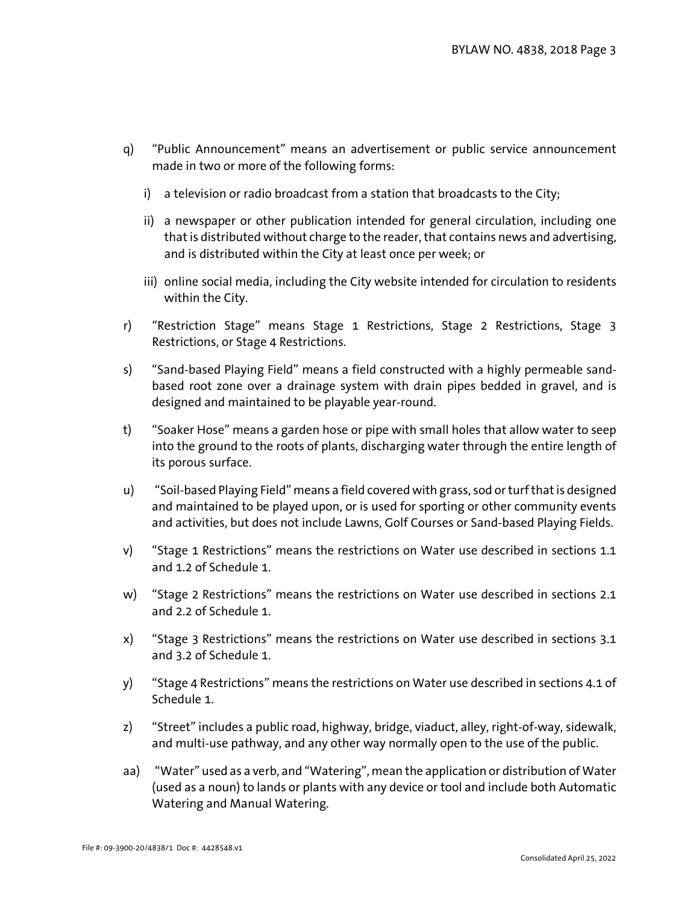q) "Public Announcement" means an advertisement or public service announcement made in two or more of the following forms:

   i) a television or radio broadcast from a station that broadcasts to the City;

   ii) a newspaper or other publication intended for general circulation, including one that is distributed without charge to the reader, that contains news and advertising, and is distributed within the City at least once per week; or

   iii) online social media, including the City website intended for circulation to residents within the City.

r) "Restriction Stage" means Stage 1 Restrictions, Stage 2 Restrictions, Stage 3 Restrictions, or Stage 4 Restrictions.

s) "Sand-based Playing Field" means a field constructed with a highly permeable sand-based root zone over a drainage system with drain pipes bedded in gravel, and is designed and maintained to be playable year-round.

t) "Soaker Hose" means a garden hose or pipe with small holes that allow water to seep into the ground to the roots of plants, discharging water through the entire length of its porous surface.

u) "Soil-based Playing Field" means a field covered with grass, sod or turf that is designed and maintained to be played upon, or is used for sporting or other community events and activities, but does not include Lawns, Golf Courses or Sand-based Playing Fields.

v) "Stage 1 Restrictions" means the restrictions on Water use described in sections 1.1 and 1.2 of Schedule 1.

w) "Stage 2 Restrictions" means the restrictions on Water use described in sections 2.1 and 2.2 of Schedule 1.

x) "Stage 3 Restrictions" means the restrictions on Water use described in sections 3.1 and 3.2 of Schedule 1.

y) "Stage 4 Restrictions" means the restrictions on Water use described in sections 4.1 of Schedule 1.

z) "Street" includes a public road, highway, bridge, viaduct, alley, right-of-way, sidewalk, and multi-use pathway, and any other way normally open to the use of the public.

aa) "Water" used as a verb, and "Watering", mean the application or distribution of Water (used as a noun) to lands or plants with any device or tool and include both Automatic Watering and Manual Watering.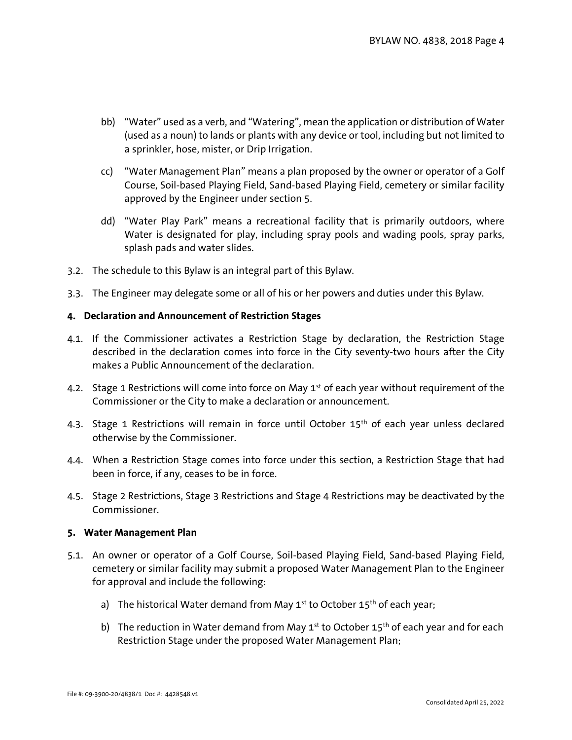bb) "Water" used as a verb, and "Watering", mean the application or distribution of Water (used as a noun) to lands or plants with any device or tool, including but not limited to a sprinkler, hose, mister, or Drip Irrigation.

cc) "Water Management Plan" means a plan proposed by the owner or operator of a Golf Course, Soil-based Playing Field, Sand-based Playing Field, cemetery or similar facility approved by the Engineer under section 5.

dd) "Water Play Park" means a recreational facility that is primarily outdoors, where Water is designated for play, including spray pools and wading pools, spray parks, splash pads and water slides.

3.2. The schedule to this Bylaw is an integral part of this Bylaw.

3.3. The Engineer may delegate some or all of his or her powers and duties under this Bylaw.

## 4. Declaration and Announcement of Restriction Stages

4.1. If the Commissioner activates a Restriction Stage by declaration, the Restriction Stage described in the declaration comes into force in the City seventy-two hours after the City makes a Public Announcement of the declaration.

4.2. Stage 1 Restrictions will come into force on May 1st of each year without requirement of the Commissioner or the City to make a declaration or announcement.

4.3. Stage 1 Restrictions will remain in force until October 15th of each year unless declared otherwise by the Commissioner.

4.4. When a Restriction Stage comes into force under this section, a Restriction Stage that had been in force, if any, ceases to be in force.

4.5. Stage 2 Restrictions, Stage 3 Restrictions and Stage 4 Restrictions may be deactivated by the Commissioner.

## 5. Water Management Plan

5.1. An owner or operator of a Golf Course, Soil-based Playing Field, Sand-based Playing Field, cemetery or similar facility may submit a proposed Water Management Plan to the Engineer for approval and include the following:

a) The historical Water demand from May 1st to October 15th of each year;

b) The reduction in Water demand from May 1st to October 15th of each year and for each Restriction Stage under the proposed Water Management Plan;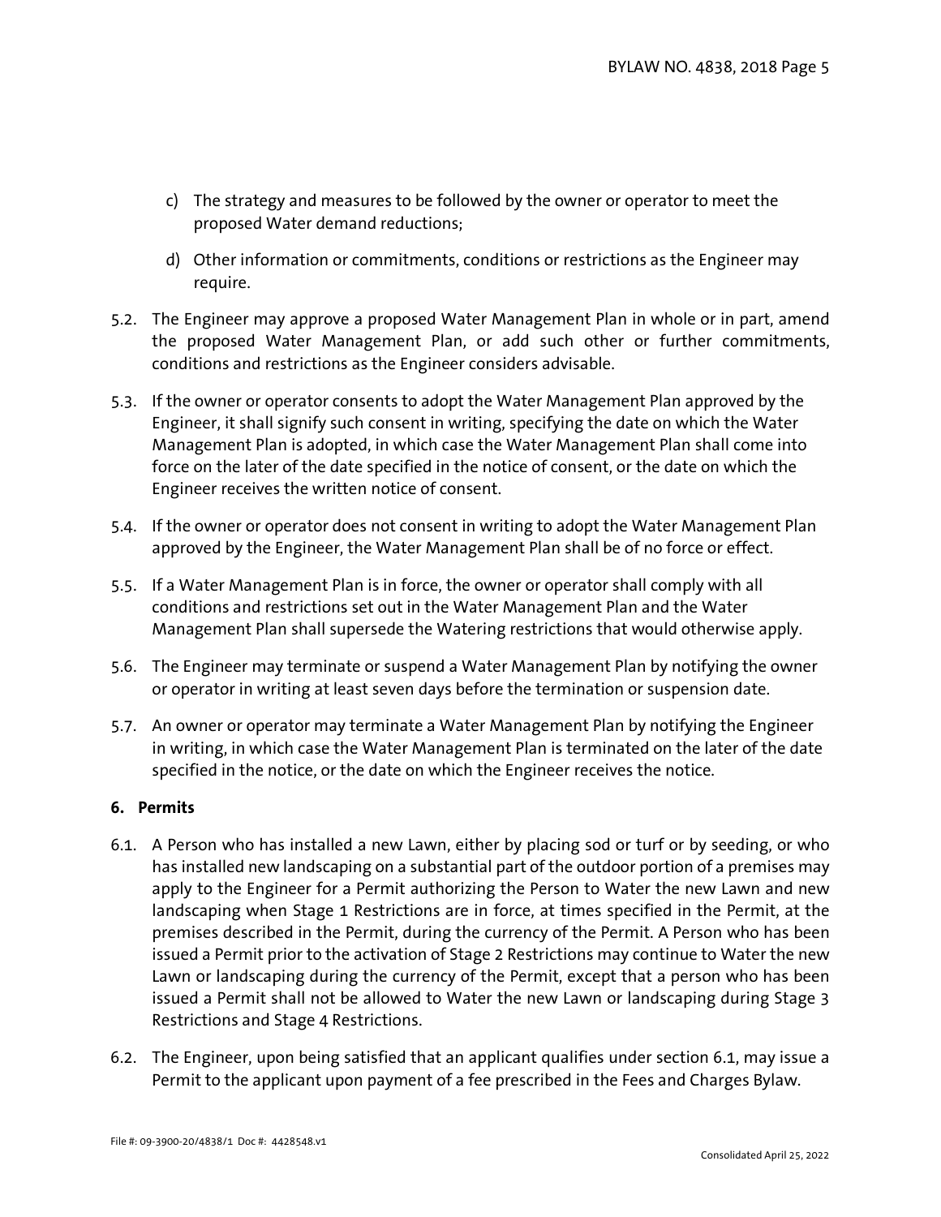c) The strategy and measures to be followed by the owner or operator to meet the proposed Water demand reductions;

d) Other information or commitments, conditions or restrictions as the Engineer may require.

5.2. The Engineer may approve a proposed Water Management Plan in whole or in part, amend the proposed Water Management Plan, or add such other or further commitments, conditions and restrictions as the Engineer considers advisable.

5.3. If the owner or operator consents to adopt the Water Management Plan approved by the Engineer, it shall signify such consent in writing, specifying the date on which the Water Management Plan is adopted, in which case the Water Management Plan shall come into force on the later of the date specified in the notice of consent, or the date on which the Engineer receives the written notice of consent.

5.4. If the owner or operator does not consent in writing to adopt the Water Management Plan approved by the Engineer, the Water Management Plan shall be of no force or effect.

5.5. If a Water Management Plan is in force, the owner or operator shall comply with all conditions and restrictions set out in the Water Management Plan and the Water Management Plan shall supersede the Watering restrictions that would otherwise apply.

5.6. The Engineer may terminate or suspend a Water Management Plan by notifying the owner or operator in writing at least seven days before the termination or suspension date.

5.7. An owner or operator may terminate a Water Management Plan by notifying the Engineer in writing, in which case the Water Management Plan is terminated on the later of the date specified in the notice, or the date on which the Engineer receives the notice.

**6. Permits**

6.1. A Person who has installed a new Lawn, either by placing sod or turf or by seeding, or who has installed new landscaping on a substantial part of the outdoor portion of a premises may apply to the Engineer for a Permit authorizing the Person to Water the new Lawn and new landscaping when Stage 1 Restrictions are in force, at times specified in the Permit, at the premises described in the Permit, during the currency of the Permit. A Person who has been issued a Permit prior to the activation of Stage 2 Restrictions may continue to Water the new Lawn or landscaping during the currency of the Permit, except that a person who has been issued a Permit shall not be allowed to Water the new Lawn or landscaping during Stage 3 Restrictions and Stage 4 Restrictions.

6.2. The Engineer, upon being satisfied that an applicant qualifies under section 6.1, may issue a Permit to the applicant upon payment of a fee prescribed in the Fees and Charges Bylaw.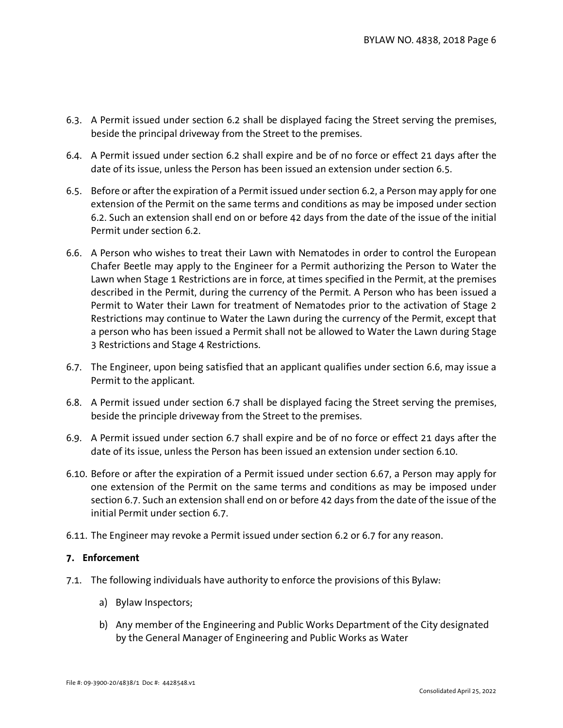6.3. A Permit issued under section 6.2 shall be displayed facing the Street serving the premises, beside the principal driveway from the Street to the premises.

6.4. A Permit issued under section 6.2 shall expire and be of no force or effect 21 days after the date of its issue, unless the Person has been issued an extension under section 6.5.

6.5. Before or after the expiration of a Permit issued under section 6.2, a Person may apply for one extension of the Permit on the same terms and conditions as may be imposed under section 6.2. Such an extension shall end on or before 42 days from the date of the issue of the initial Permit under section 6.2.

6.6. A Person who wishes to treat their Lawn with Nematodes in order to control the European Chafer Beetle may apply to the Engineer for a Permit authorizing the Person to Water the Lawn when Stage 1 Restrictions are in force, at times specified in the Permit, at the premises described in the Permit, during the currency of the Permit. A Person who has been issued a Permit to Water their Lawn for treatment of Nematodes prior to the activation of Stage 2 Restrictions may continue to Water the Lawn during the currency of the Permit, except that a person who has been issued a Permit shall not be allowed to Water the Lawn during Stage 3 Restrictions and Stage 4 Restrictions.

6.7. The Engineer, upon being satisfied that an applicant qualifies under section 6.6, may issue a Permit to the applicant.

6.8. A Permit issued under section 6.7 shall be displayed facing the Street serving the premises, beside the principle driveway from the Street to the premises.

6.9. A Permit issued under section 6.7 shall expire and be of no force or effect 21 days after the date of its issue, unless the Person has been issued an extension under section 6.10.

6.10. Before or after the expiration of a Permit issued under section 6.67, a Person may apply for one extension of the Permit on the same terms and conditions as may be imposed under section 6.7. Such an extension shall end on or before 42 days from the date of the issue of the initial Permit under section 6.7.

6.11. The Engineer may revoke a Permit issued under section 6.2 or 6.7 for any reason.

## 7. Enforcement

7.1. The following individuals have authority to enforce the provisions of this Bylaw:

a) Bylaw Inspectors;

b) Any member of the Engineering and Public Works Department of the City designated by the General Manager of Engineering and Public Works as Water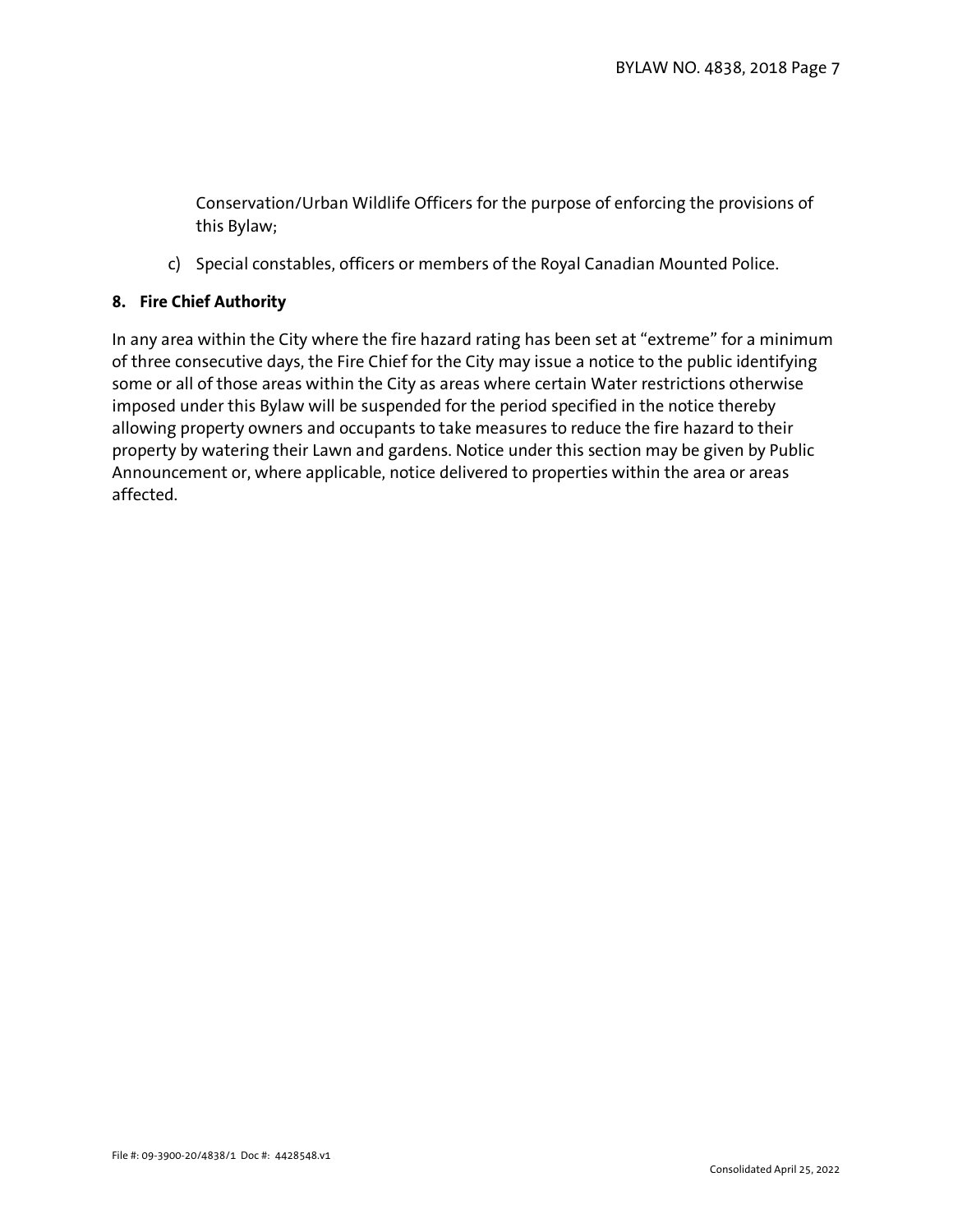Conservation/Urban Wildlife Officers for the purpose of enforcing the provisions of this Bylaw;

c) Special constables, officers or members of the Royal Canadian Mounted Police.

**8. Fire Chief Authority**

In any area within the City where the fire hazard rating has been set at "extreme" for a minimum of three consecutive days, the Fire Chief for the City may issue a notice to the public identifying some or all of those areas within the City as areas where certain Water restrictions otherwise imposed under this Bylaw will be suspended for the period specified in the notice thereby allowing property owners and occupants to take measures to reduce the fire hazard to their property by watering their Lawn and gardens. Notice under this section may be given by Public Announcement or, where applicable, notice delivered to properties within the area or areas affected.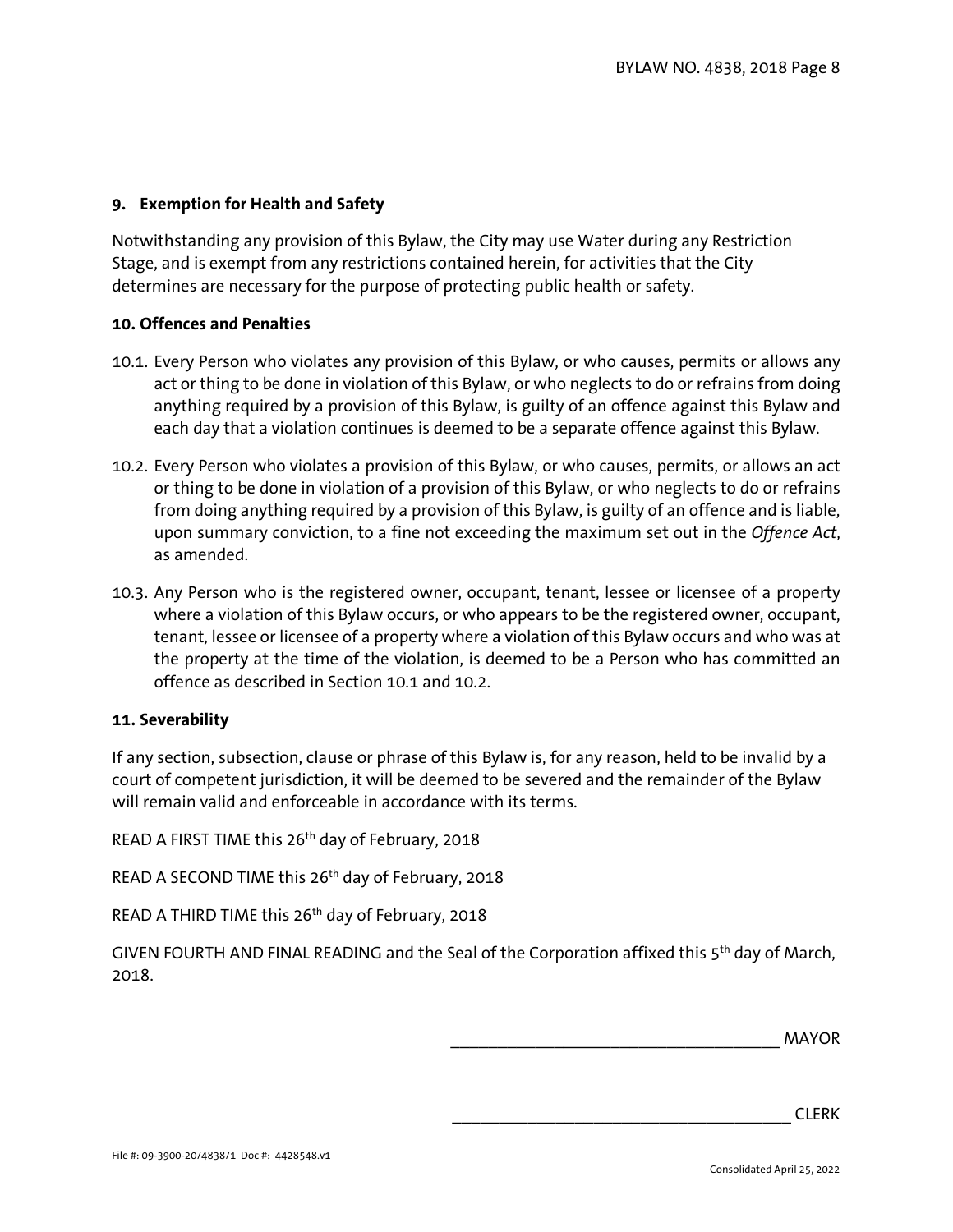## 9. Exemption for Health and Safety

Notwithstanding any provision of this Bylaw, the City may use Water during any Restriction Stage, and is exempt from any restrictions contained herein, for activities that the City determines are necessary for the purpose of protecting public health or safety.

## 10. Offences and Penalties

10.1. Every Person who violates any provision of this Bylaw, or who causes, permits or allows any act or thing to be done in violation of this Bylaw, or who neglects to do or refrains from doing anything required by a provision of this Bylaw, is guilty of an offence against this Bylaw and each day that a violation continues is deemed to be a separate offence against this Bylaw.

10.2. Every Person who violates a provision of this Bylaw, or who causes, permits, or allows an act or thing to be done in violation of a provision of this Bylaw, or who neglects to do or refrains from doing anything required by a provision of this Bylaw, is guilty of an offence and is liable, upon summary conviction, to a fine not exceeding the maximum set out in the *Offence Act*, as amended.

10.3. Any Person who is the registered owner, occupant, tenant, lessee or licensee of a property where a violation of this Bylaw occurs, or who appears to be the registered owner, occupant, tenant, lessee or licensee of a property where a violation of this Bylaw occurs and who was at the property at the time of the violation, is deemed to be a Person who has committed an offence as described in Section 10.1 and 10.2.

## 11. Severability

If any section, subsection, clause or phrase of this Bylaw is, for any reason, held to be invalid by a court of competent jurisdiction, it will be deemed to be severed and the remainder of the Bylaw will remain valid and enforceable in accordance with its terms.

READ A FIRST TIME this 26th day of February, 2018

READ A SECOND TIME this 26th day of February, 2018

READ A THIRD TIME this 26th day of February, 2018

GIVEN FOURTH AND FINAL READING and the Seal of the Corporation affixed this 5th day of March, 2018.

_____________________________________ MAYOR

_____________________________________ CLERK

File #: 09-3900-20/4838/1 Doc #: 4428548.v1

Consolidated April 25, 2022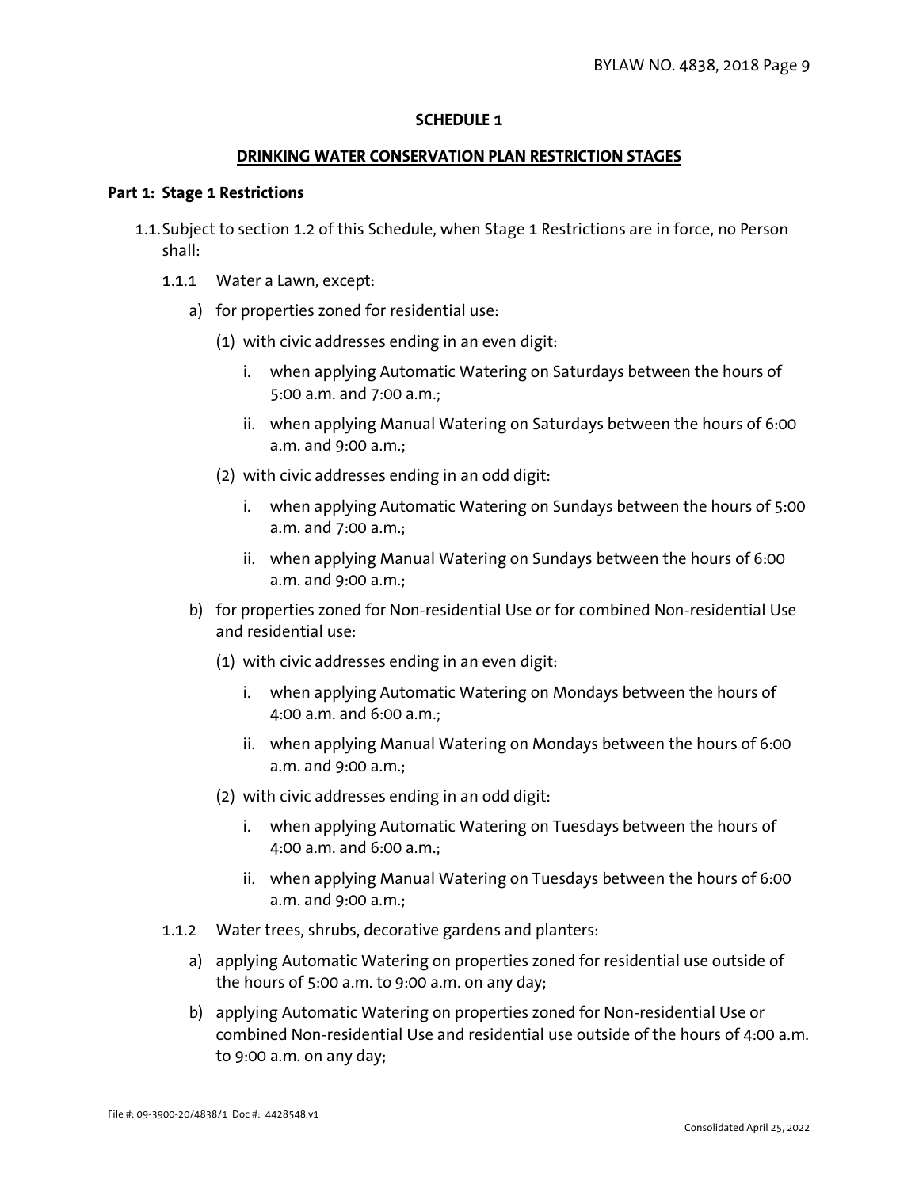## SCHEDULE 1

## DRINKING WATER CONSERVATION PLAN RESTRICTION STAGES

### Part 1: Stage 1 Restrictions

1.1. Subject to section 1.2 of this Schedule, when Stage 1 Restrictions are in force, no Person shall:

1.1.1 Water a Lawn, except:

a) for properties zoned for residential use:

(1) with civic addresses ending in an even digit:

i. when applying Automatic Watering on Saturdays between the hours of 5:00 a.m. and 7:00 a.m.;

ii. when applying Manual Watering on Saturdays between the hours of 6:00 a.m. and 9:00 a.m.;

(2) with civic addresses ending in an odd digit:

i. when applying Automatic Watering on Sundays between the hours of 5:00 a.m. and 7:00 a.m.;

ii. when applying Manual Watering on Sundays between the hours of 6:00 a.m. and 9:00 a.m.;

b) for properties zoned for Non-residential Use or for combined Non-residential Use and residential use:

(1) with civic addresses ending in an even digit:

i. when applying Automatic Watering on Mondays between the hours of 4:00 a.m. and 6:00 a.m.;

ii. when applying Manual Watering on Mondays between the hours of 6:00 a.m. and 9:00 a.m.;

(2) with civic addresses ending in an odd digit:

i. when applying Automatic Watering on Tuesdays between the hours of 4:00 a.m. and 6:00 a.m.;

ii. when applying Manual Watering on Tuesdays between the hours of 6:00 a.m. and 9:00 a.m.;

1.1.2 Water trees, shrubs, decorative gardens and planters:

a) applying Automatic Watering on properties zoned for residential use outside of the hours of 5:00 a.m. to 9:00 a.m. on any day;

b) applying Automatic Watering on properties zoned for Non-residential Use or combined Non-residential Use and residential use outside of the hours of 4:00 a.m. to 9:00 a.m. on any day;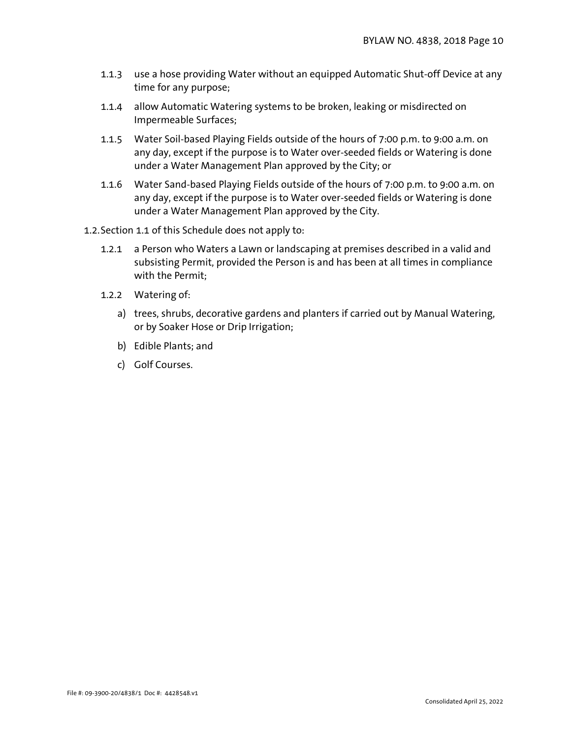1.1.3 use a hose providing Water without an equipped Automatic Shut-off Device at any time for any purpose;

1.1.4 allow Automatic Watering systems to be broken, leaking or misdirected on Impermeable Surfaces;

1.1.5 Water Soil-based Playing Fields outside of the hours of 7:00 p.m. to 9:00 a.m. on any day, except if the purpose is to Water over-seeded fields or Watering is done under a Water Management Plan approved by the City; or

1.1.6 Water Sand-based Playing Fields outside of the hours of 7:00 p.m. to 9:00 a.m. on any day, except if the purpose is to Water over-seeded fields or Watering is done under a Water Management Plan approved by the City.

1.2. Section 1.1 of this Schedule does not apply to:

1.2.1 a Person who Waters a Lawn or landscaping at premises described in a valid and subsisting Permit, provided the Person is and has been at all times in compliance with the Permit;

1.2.2 Watering of:

a) trees, shrubs, decorative gardens and planters if carried out by Manual Watering, or by Soaker Hose or Drip Irrigation;

b) Edible Plants; and

c) Golf Courses.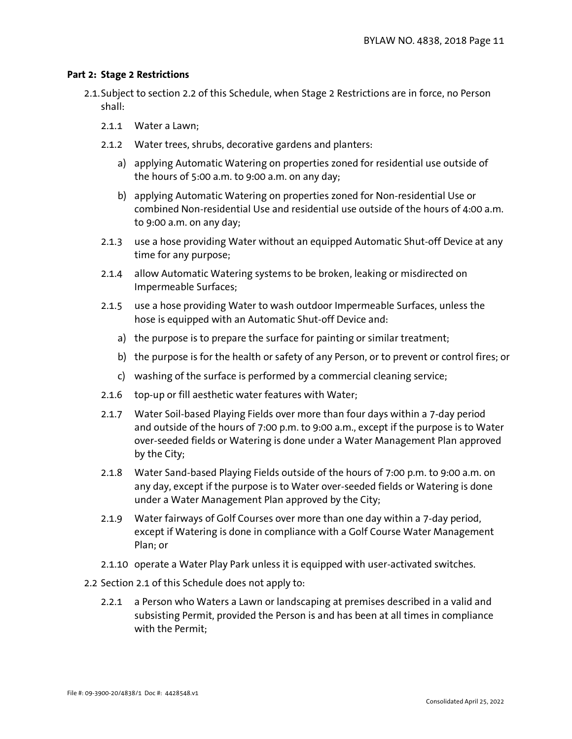**Part 2: Stage 2 Restrictions**

2.1. Subject to section 2.2 of this Schedule, when Stage 2 Restrictions are in force, no Person shall:

2.1.1 Water a Lawn;

2.1.2 Water trees, shrubs, decorative gardens and planters:

a) applying Automatic Watering on properties zoned for residential use outside of the hours of 5:00 a.m. to 9:00 a.m. on any day;

b) applying Automatic Watering on properties zoned for Non-residential Use or combined Non-residential Use and residential use outside of the hours of 4:00 a.m. to 9:00 a.m. on any day;

2.1.3 use a hose providing Water without an equipped Automatic Shut-off Device at any time for any purpose;

2.1.4 allow Automatic Watering systems to be broken, leaking or misdirected on Impermeable Surfaces;

2.1.5 use a hose providing Water to wash outdoor Impermeable Surfaces, unless the hose is equipped with an Automatic Shut-off Device and:

a) the purpose is to prepare the surface for painting or similar treatment;

b) the purpose is for the health or safety of any Person, or to prevent or control fires; or

c) washing of the surface is performed by a commercial cleaning service;

2.1.6 top-up or fill aesthetic water features with Water;

2.1.7 Water Soil-based Playing Fields over more than four days within a 7-day period and outside of the hours of 7:00 p.m. to 9:00 a.m., except if the purpose is to Water over-seeded fields or Watering is done under a Water Management Plan approved by the City;

2.1.8 Water Sand-based Playing Fields outside of the hours of 7:00 p.m. to 9:00 a.m. on any day, except if the purpose is to Water over-seeded fields or Watering is done under a Water Management Plan approved by the City;

2.1.9 Water fairways of Golf Courses over more than one day within a 7-day period, except if Watering is done in compliance with a Golf Course Water Management Plan; or

2.1.10 operate a Water Play Park unless it is equipped with user-activated switches.

2.2 Section 2.1 of this Schedule does not apply to:

2.2.1 a Person who Waters a Lawn or landscaping at premises described in a valid and subsisting Permit, provided the Person is and has been at all times in compliance with the Permit;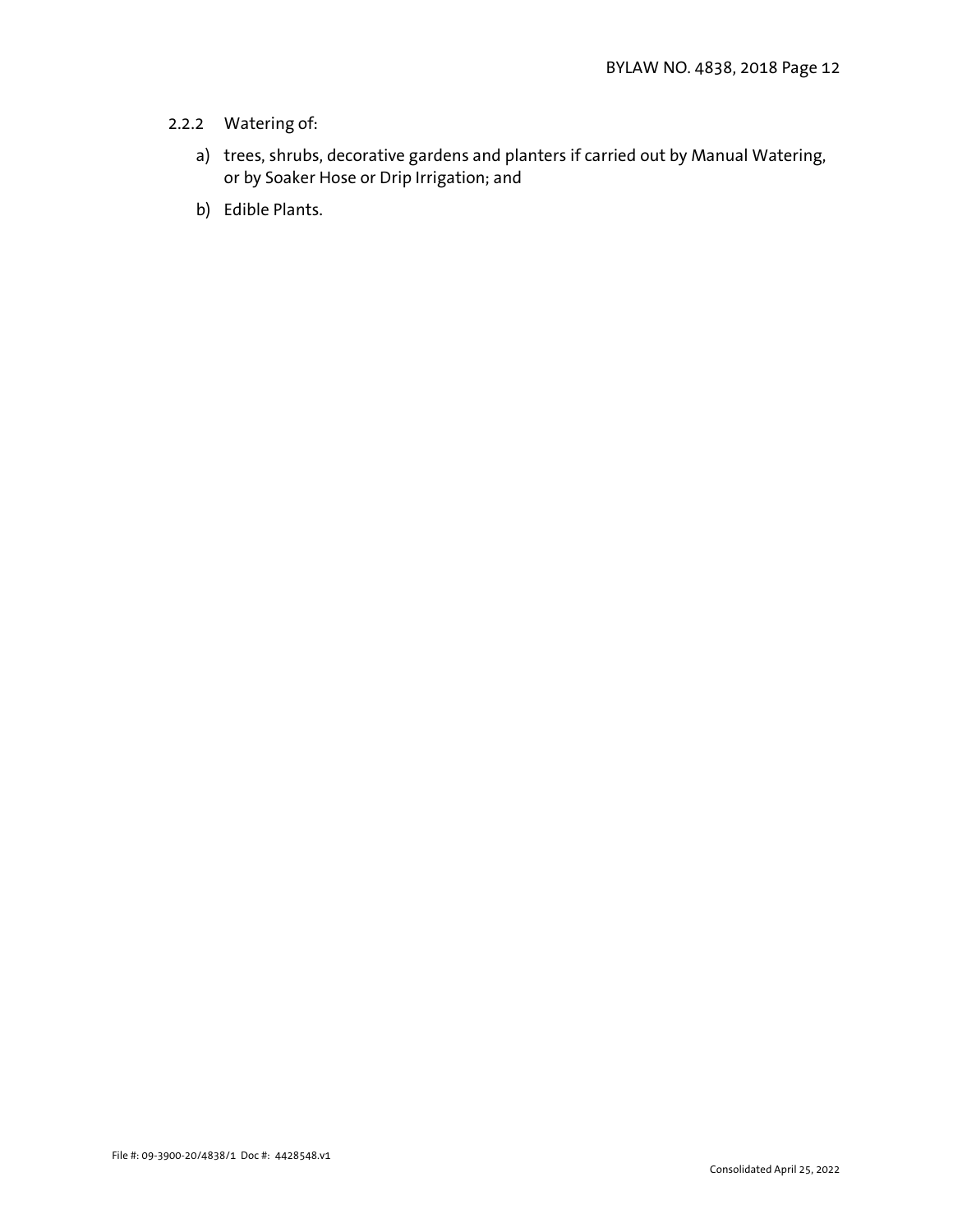2.2.2 Watering of:

a) trees, shrubs, decorative gardens and planters if carried out by Manual Watering, or by Soaker Hose or Drip Irrigation; and

b) Edible Plants.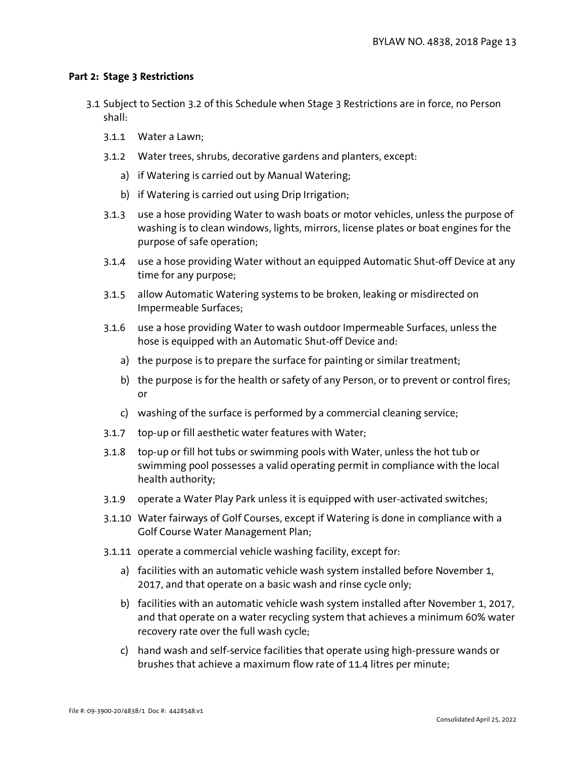## Part 2: Stage 3 Restrictions

3.1 Subject to Section 3.2 of this Schedule when Stage 3 Restrictions are in force, no Person shall:

- 3.1.1 Water a Lawn;
- 3.1.2 Water trees, shrubs, decorative gardens and planters, except:
  - a) if Watering is carried out by Manual Watering;
  - b) if Watering is carried out using Drip Irrigation;
- 3.1.3 use a hose providing Water to wash boats or motor vehicles, unless the purpose of washing is to clean windows, lights, mirrors, license plates or boat engines for the purpose of safe operation;
- 3.1.4 use a hose providing Water without an equipped Automatic Shut-off Device at any time for any purpose;
- 3.1.5 allow Automatic Watering systems to be broken, leaking or misdirected on Impermeable Surfaces;
- 3.1.6 use a hose providing Water to wash outdoor Impermeable Surfaces, unless the hose is equipped with an Automatic Shut-off Device and:
  - a) the purpose is to prepare the surface for painting or similar treatment;
  - b) the purpose is for the health or safety of any Person, or to prevent or control fires; or
  - c) washing of the surface is performed by a commercial cleaning service;
- 3.1.7 top-up or fill aesthetic water features with Water;
- 3.1.8 top-up or fill hot tubs or swimming pools with Water, unless the hot tub or swimming pool possesses a valid operating permit in compliance with the local health authority;
- 3.1.9 operate a Water Play Park unless it is equipped with user-activated switches;
- 3.1.10 Water fairways of Golf Courses, except if Watering is done in compliance with a Golf Course Water Management Plan;
- 3.1.11 operate a commercial vehicle washing facility, except for:
  - a) facilities with an automatic vehicle wash system installed before November 1, 2017, and that operate on a basic wash and rinse cycle only;
  - b) facilities with an automatic vehicle wash system installed after November 1, 2017, and that operate on a water recycling system that achieves a minimum 60% water recovery rate over the full wash cycle;
  - c) hand wash and self-service facilities that operate using high-pressure wands or brushes that achieve a maximum flow rate of 11.4 litres per minute;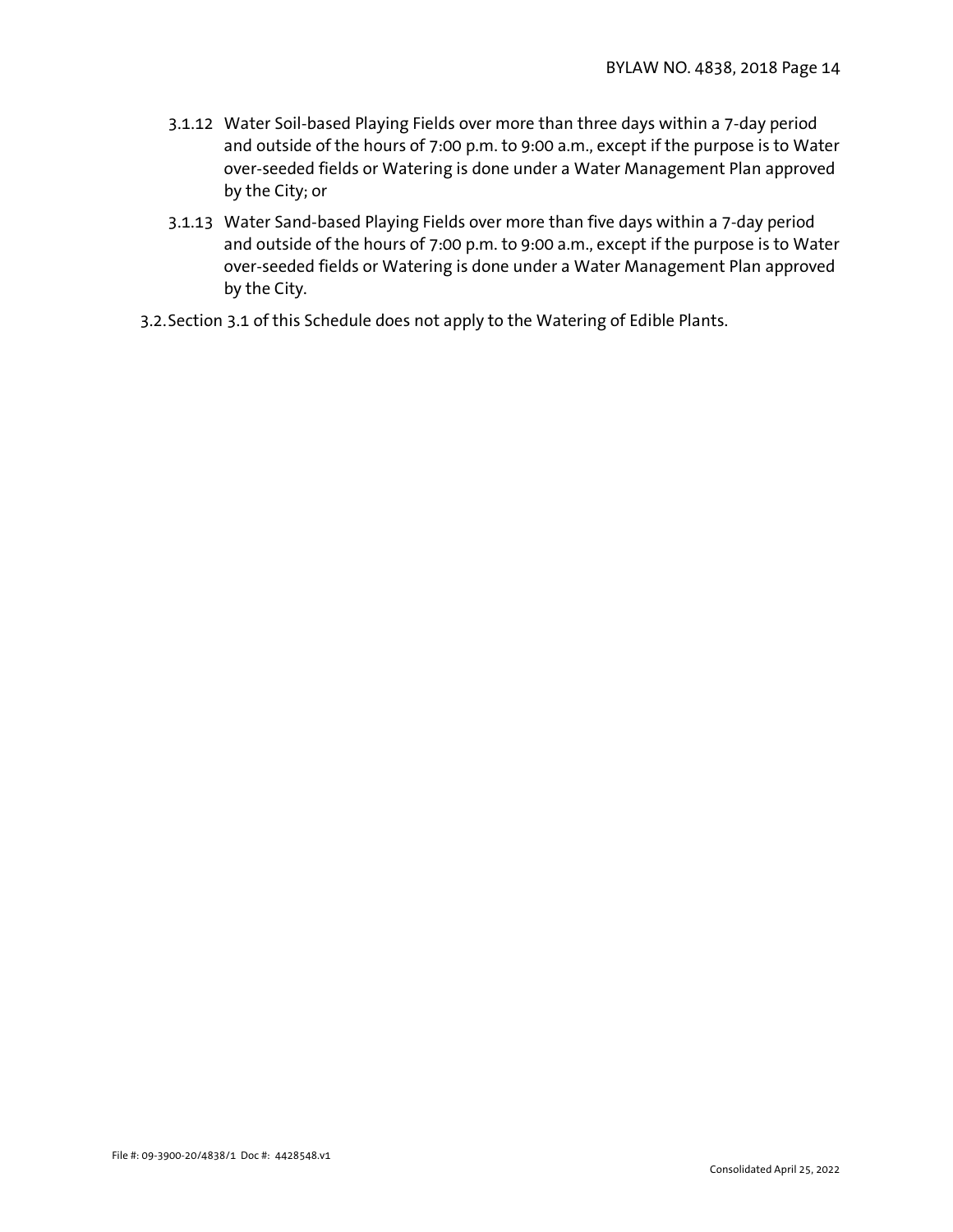3.1.12 Water Soil-based Playing Fields over more than three days within a 7-day period and outside of the hours of 7:00 p.m. to 9:00 a.m., except if the purpose is to Water over-seeded fields or Watering is done under a Water Management Plan approved by the City; or

3.1.13 Water Sand-based Playing Fields over more than five days within a 7-day period and outside of the hours of 7:00 p.m. to 9:00 a.m., except if the purpose is to Water over-seeded fields or Watering is done under a Water Management Plan approved by the City.

3.2. Section 3.1 of this Schedule does not apply to the Watering of Edible Plants.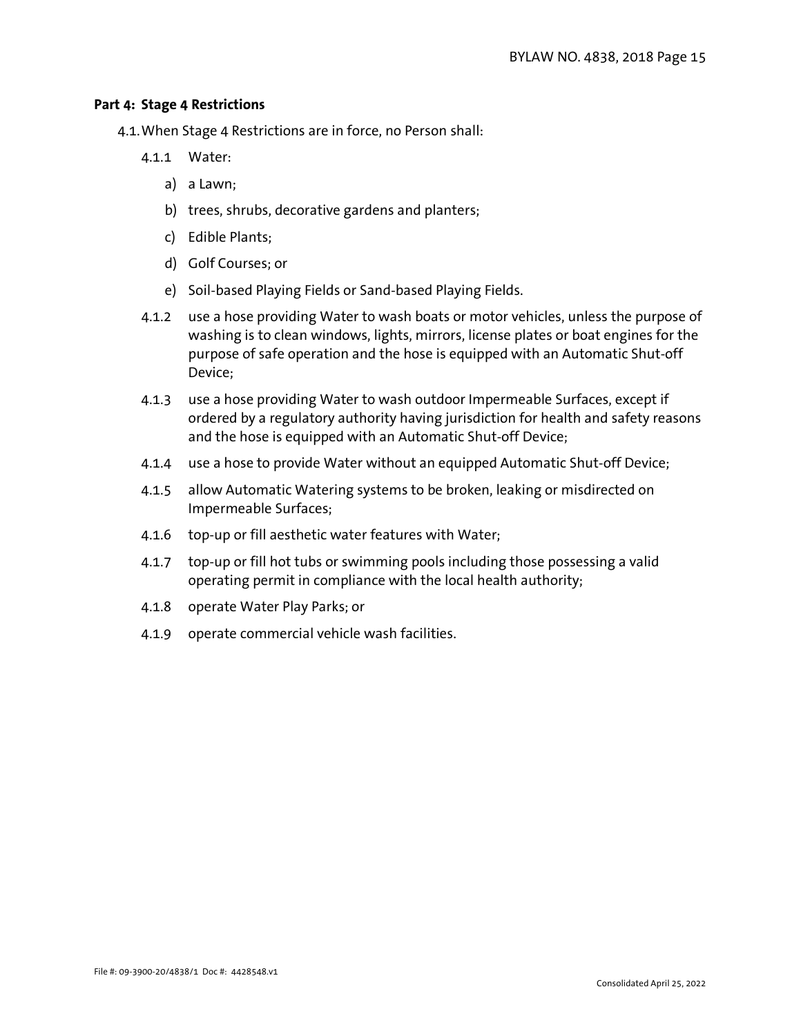**Part 4: Stage 4 Restrictions**

4.1. When Stage 4 Restrictions are in force, no Person shall:

4.1.1 Water:

a) a Lawn;

b) trees, shrubs, decorative gardens and planters;

c) Edible Plants;

d) Golf Courses; or

e) Soil-based Playing Fields or Sand-based Playing Fields.

4.1.2 use a hose providing Water to wash boats or motor vehicles, unless the purpose of washing is to clean windows, lights, mirrors, license plates or boat engines for the purpose of safe operation and the hose is equipped with an Automatic Shut-off Device;

4.1.3 use a hose providing Water to wash outdoor Impermeable Surfaces, except if ordered by a regulatory authority having jurisdiction for health and safety reasons and the hose is equipped with an Automatic Shut-off Device;

4.1.4 use a hose to provide Water without an equipped Automatic Shut-off Device;

4.1.5 allow Automatic Watering systems to be broken, leaking or misdirected on Impermeable Surfaces;

4.1.6 top-up or fill aesthetic water features with Water;

4.1.7 top-up or fill hot tubs or swimming pools including those possessing a valid operating permit in compliance with the local health authority;

4.1.8 operate Water Play Parks; or

4.1.9 operate commercial vehicle wash facilities.